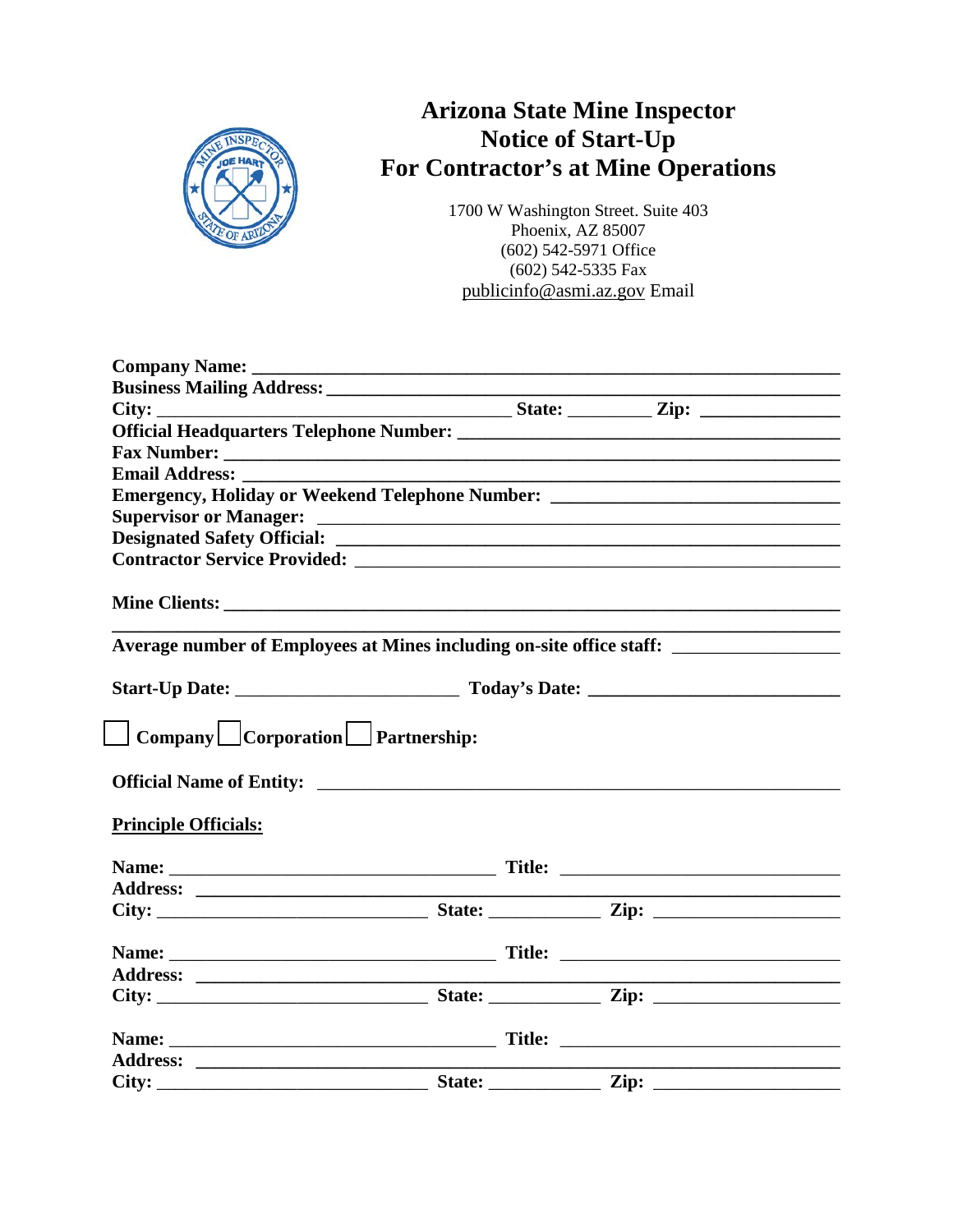# Arizona State Mine Inspector
# Notice of Start-Up
# For Contractor's at Mine Operations

1700 W Washington Street. Suite 403
Phoenix, AZ 85007
(602) 542-5971 Office
(602) 542-5335 Fax
publicinfo@asmi.az.gov Email

**Company Name:** ____________________________________________

**Business Mailing Address:** ____________________________________________

**City:** ______________________ **State:** ________ **Zip:** ____________

**Official Headquarters Telephone Number:** ______________________________

**Fax Number:** ____________________________________________

**Email Address:** ____________________________________________

**Emergency, Holiday or Weekend Telephone Number:** ______________________

**Supervisor or Manager:** ____________________________________________

**Designated Safety Official:** ____________________________________________

**Contractor Service Provided:** ____________________________________________

**Mine Clients:** ____________________________________________

____________________________________________

**Average number of Employees at Mines including on-site office staff:** ____________

**Start-Up Date:** ______________________ **Today's Date:** ______________________

☐ **Company** ☐ **Corporation** ☐ **Partnership:**

**Official Name of Entity:** ____________________________________________

**Principle Officials:**

**Name:** ______________________ **Title:** ______________________

**Address:** ____________________________________________

**City:** ______________________ **State:** ________ **Zip:** ____________

**Name:** ______________________ **Title:** ______________________

**Address:** ____________________________________________

**City:** ______________________ **State:** ________ **Zip:** ____________

**Name:** ______________________ **Title:** ______________________

**Address:** ____________________________________________

**City:** ______________________ **State:** ________ **Zip:** ____________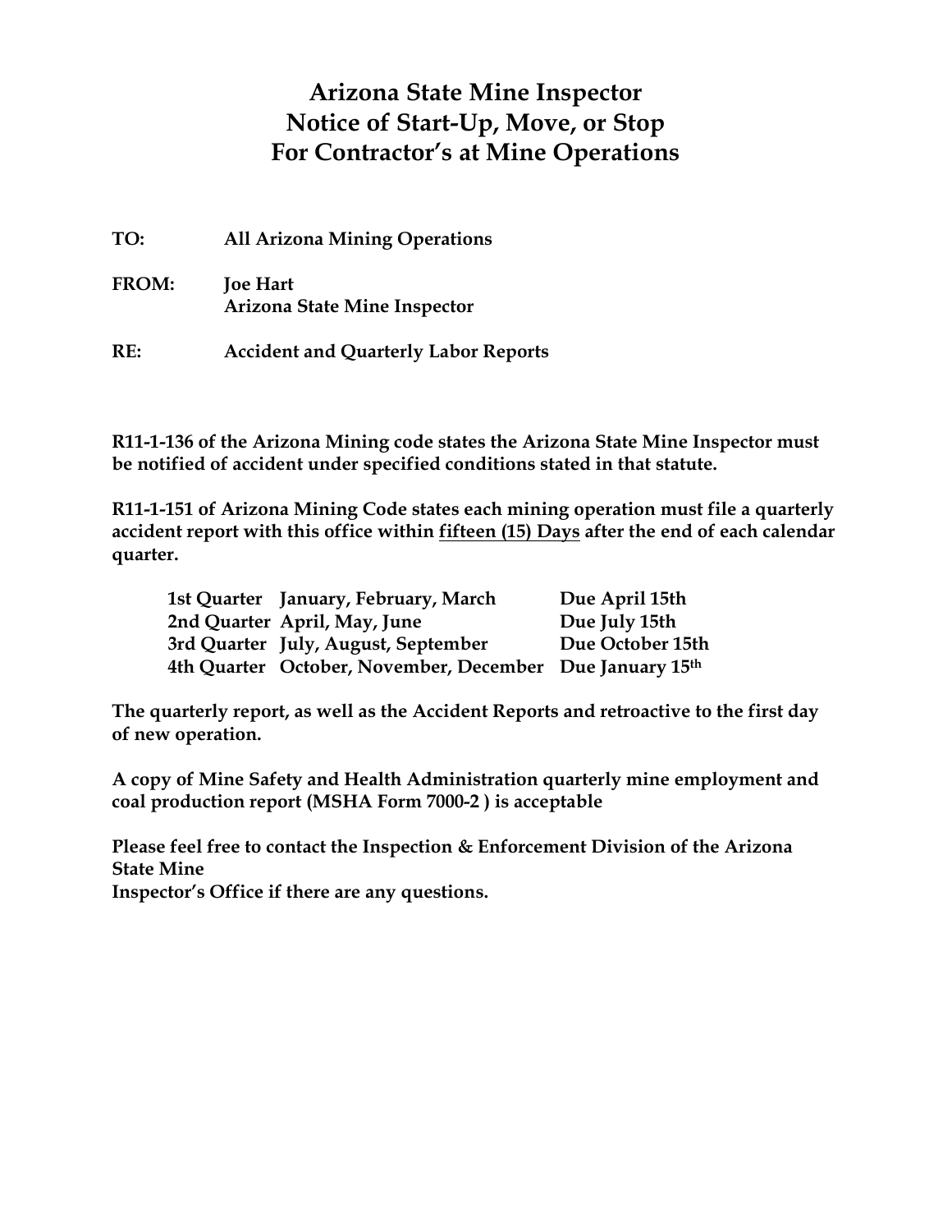# Arizona State Mine Inspector
# Notice of Start-Up, Move, or Stop
# For Contractor's at Mine Operations

**TO:** **All Arizona Mining Operations**

**FROM:** **Joe Hart**
**Arizona State Mine Inspector**

**RE:** **Accident and Quarterly Labor Reports**

**R11-1-136 of the Arizona Mining code states the Arizona State Mine Inspector must be notified of accident under specified conditions stated in that statute.**

**R11-1-151 of Arizona Mining Code states each mining operation must file a quarterly accident report with this office within <u>fifteen (15) Days</u> after the end of each calendar quarter.**

| | | |
|---|---|---|
| **1st Quarter** | **January, February, March** | **Due April 15th** |
| **2nd Quarter** | **April, May, June** | **Due July 15th** |
| **3rd Quarter** | **July, August, September** | **Due October 15th** |
| **4th Quarter** | **October, November, December** | **Due January 15th** |

**The quarterly report, as well as the Accident Reports and retroactive to the first day of new operation.**

**A copy of Mine Safety and Health Administration quarterly mine employment and coal production report (MSHA Form 7000-2 ) is acceptable**

**Please feel free to contact the Inspection & Enforcement Division of the Arizona State Mine**
**Inspector's Office if there are any questions.**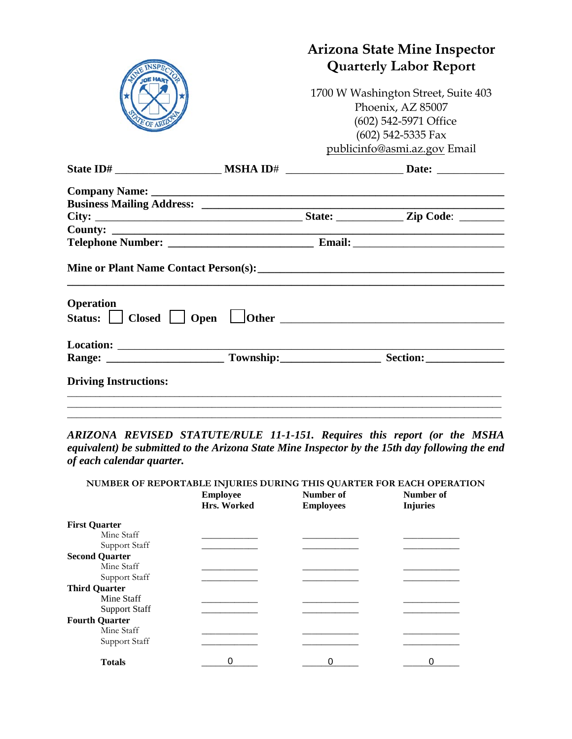# Arizona State Mine Inspector
## Quarterly Labor Report

1700 W Washington Street, Suite 403
Phoenix, AZ 85007
(602) 542-5971 Office
(602) 542-5335 Fax
publicinfo@asmi.az.gov Email

**State ID#** ___________________ **MSHA ID#** _____________________ **Date:** ____________

**Company Name:** ____________________________________________________________
**Business Mailing Address:** ____________________________________________________
**City:** ______________________________________ **State:** ____________ **Zip Code:** ________
**County:** ______________________________________________________________________
**Telephone Number:** __________________________ **Email:** __________________________

**Mine or Plant Name Contact Person(s):** ___________________________________________
______________________________________________________________________________

**Operation Status:** ☐ **Closed** ☐ **Open** ☐ **Other** ________________________________________

**Location:** ______________________________________________________________________
**Range:** ____________________ **Township:** _________________ **Section:** ______________

**Driving Instructions:**
______________________________________________________________________________
______________________________________________________________________________
______________________________________________________________________________

***ARIZONA REVISED STATUTE/RULE 11-1-151. Requires this report (or the MSHA equivalent) be submitted to the Arizona State Mine Inspector by the 15th day following the end of each calendar quarter.***

**NUMBER OF REPORTABLE INJURIES DURING THIS QUARTER FOR EACH OPERATION**

| | Employee Hrs. Worked | Number of Employees | Number of Injuries |
|---|---|---|---|
| **First Quarter** | | | |
| Mine Staff | ________ | ________ | ________ |
| Support Staff | ________ | ________ | ________ |
| **Second Quarter** | | | |
| Mine Staff | ________ | ________ | ________ |
| Support Staff | ________ | ________ | ________ |
| **Third Quarter** | | | |
| Mine Staff | ________ | ________ | ________ |
| Support Staff | ________ | ________ | ________ |
| **Fourth Quarter** | | | |
| Mine Staff | ________ | ________ | ________ |
| Support Staff | ________ | ________ | ________ |
| **Totals** | 0 | 0 | 0 |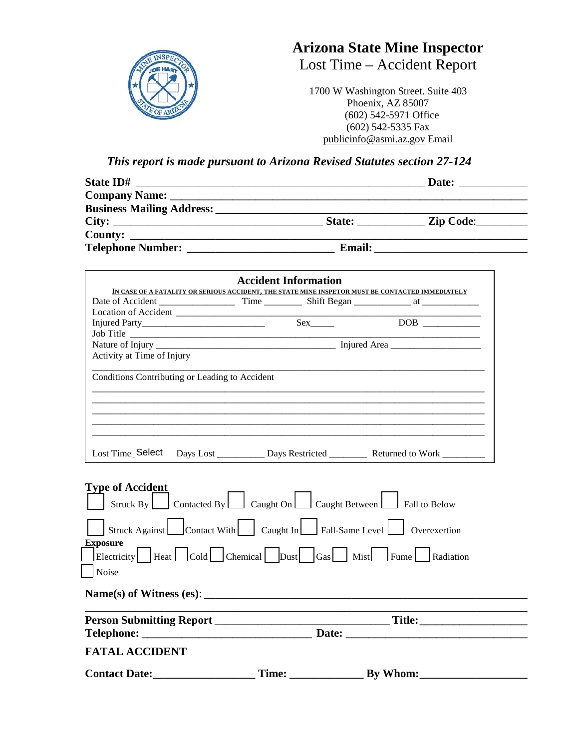# Arizona State Mine Inspector

## Lost Time – Accident Report

1700 W Washington Street. Suite 403
Phoenix, AZ 85007
(602) 542-5971 Office
(602) 542-5335 Fax
publicinfo@asmi.az.gov Email

***This report is made pursuant to Arizona Revised Statutes section 27-124***

**State ID#** ______________________________ **Date:** ____________
**Company Name:** ______________________________
**Business Mailing Address:** ______________________________
**City:** ____________________ **State:** ____________ **Zip Code:** _________
**County:** ______________________________
**Telephone Number:** ____________________ **Email:** ____________________

### Accident Information

**IN CASE OF A FATALITY OR SERIOUS ACCIDENT, THE STATE MINE INSPETOR MUST BE CONTACTED IMMEDIATELY**

Date of Accident _______________ Time ________ Shift Began ____________ at ____________
Location of Accident ______________________________
Injured Party__________________________ Sex_____ DOB ____________
Job Title ______________________________
Nature of Injury ____________________ Injured Area ____________________
Activity at Time of Injury
______________________________
Conditions Contributing or Leading to Accident
______________________________
______________________________
______________________________
______________________________
______________________________

Lost Time Select Days Lost __________ Days Restricted ________ Returned to Work _________

**Type of Accident**

☐ Struck By ☐ Contacted By ☐ Caught On ☐ Caught Between ☐ Fall to Below

☐ Struck Against ☐ Contact With ☐ Caught In ☐ Fall-Same Level ☐ Overexertion

**Exposure**

☐ Electricity ☐ Heat ☐ Cold ☐ Chemical ☐ Dust ☐ Gas ☐ Mist ☐ Fume ☐ Radiation

☐ Noise

**Name(s) of Witness (es)**: ______________________________
______________________________

**Person Submitting Report** ______________________________ **Title:** ____________________
**Telephone:** ______________________________ **Date:** ______________________________

**FATAL ACCIDENT**

**Contact Date:**__________________ **Time:** _____________ **By Whom:**___________________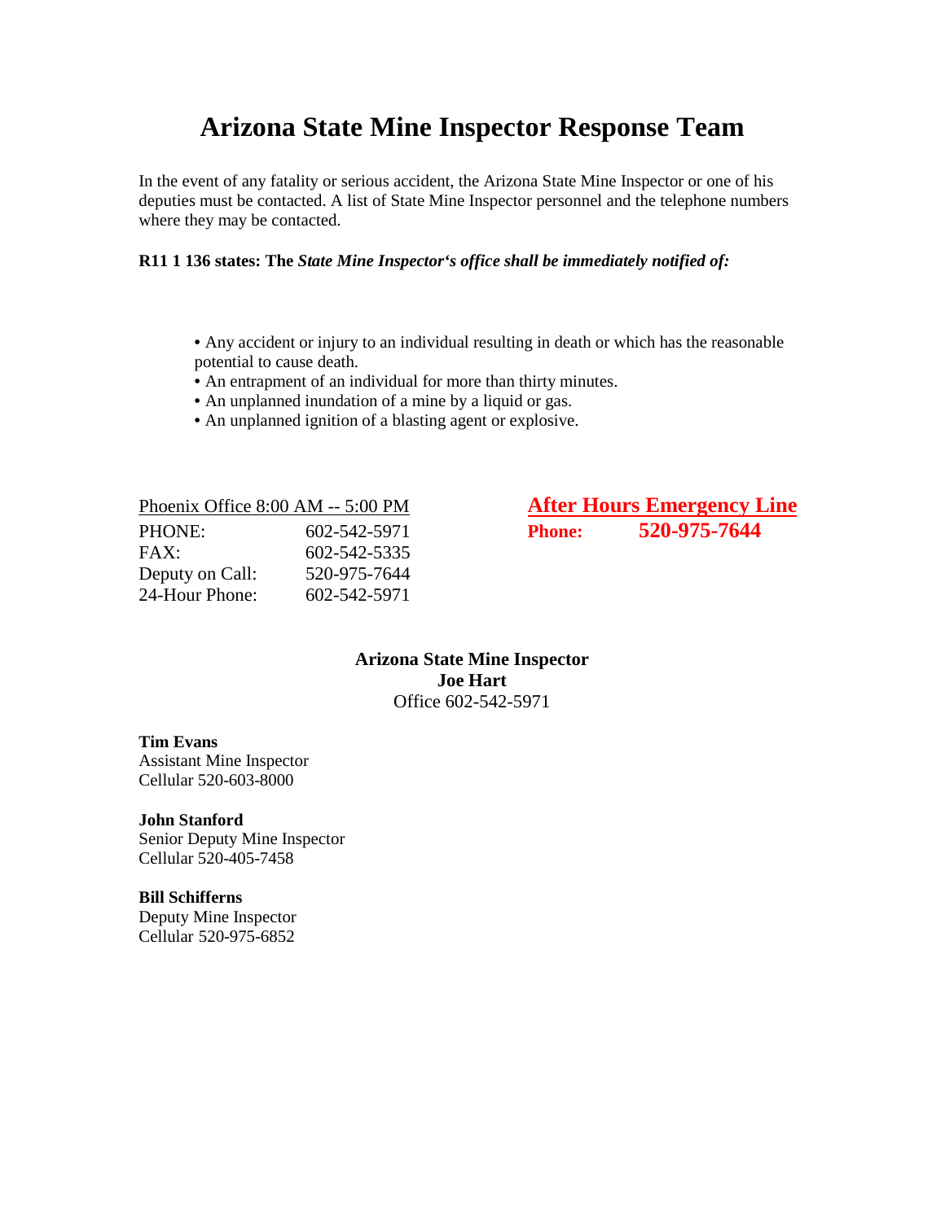# Arizona State Mine Inspector Response Team

In the event of any fatality or serious accident, the Arizona State Mine Inspector or one of his deputies must be contacted. A list of State Mine Inspector personnel and the telephone numbers where they may be contacted.

**R11 1 136 states: The *State Mine Inspector's office shall be immediately notified of:***

- Any accident or injury to an individual resulting in death or which has the reasonable potential to cause death.
- An entrapment of an individual for more than thirty minutes.
- An unplanned inundation of a mine by a liquid or gas.
- An unplanned ignition of a blasting agent or explosive.

Phoenix Office 8:00 AM -- 5:00 PM

| | |
|---|---|
| PHONE: | 602-542-5971 |
| FAX: | 602-542-5335 |
| Deputy on Call: | 520-975-7644 |
| 24-Hour Phone: | 602-542-5971 |

**After Hours Emergency Line**

**Phone: 520-975-7644**

**Arizona State Mine Inspector**
**Joe Hart**
Office 602-542-5971

**Tim Evans**
Assistant Mine Inspector
Cellular 520-603-8000

**John Stanford**
Senior Deputy Mine Inspector
Cellular 520-405-7458

**Bill Schifferns**
Deputy Mine Inspector
Cellular 520-975-6852